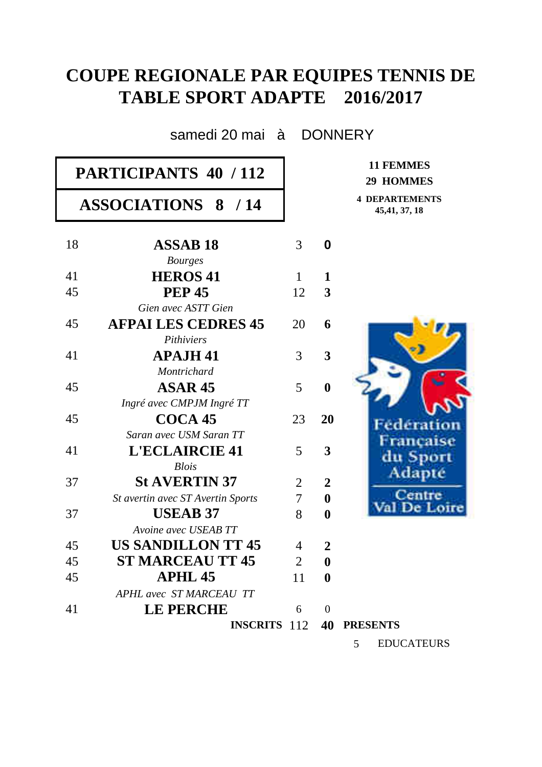# COUPE REGIONALE PAR EQUIPES TENNIS DE TABLE SPORT ADAPTE 2016/2017

samedi 20 mai à DONNERY

| **PARTICIPANTS 40 / 112** |
|---|
| **ASSOCIATIONS 8 / 14** |

**11 FEMMES**
**29 HOMMES**
**4 DEPARTEMENTS**
**45,41, 37, 18**

| Dépt | Association | Inscrits | Présents |
|---|---|---|---|
| 18 | **ASSAB 18** | 3 | **0** |
| | *Bourges* | | |
| 41 | **HEROS 41** | 1 | **1** |
| 45 | **PEP 45** | 12 | **3** |
| | *Gien avec ASTT Gien* | | |
| 45 | **AFPAI LES CEDRES 45** | 20 | **6** |
| | *Pithiviers* | | |
| 41 | **APAJH 41** | 3 | **3** |
| | *Montrichard* | | |
| 45 | **ASAR 45** | 5 | **0** |
| | *Ingré avec CMPJM Ingré TT* | | |
| 45 | **COCA 45** | 23 | **20** |
| | *Saran avec USM Saran TT* | | |
| 41 | **L'ECLAIRCIE 41** | 5 | **3** |
| | *Blois* | | |
| 37 | **St AVERTIN 37** | 2 | **2** |
| | *St avertin avec ST Avertin Sports* | 7 | **0** |
| 37 | **USEAB 37** | 8 | **0** |
| | *Avoine avec USEAB TT* | | |
| 45 | **US SANDILLON TT 45** | 4 | **2** |
| 45 | **ST MARCEAU TT 45** | 2 | **0** |
| 45 | **APHL 45** | 11 | **0** |
| | *APHL avec ST MARCEAU TT* | | |
| 41 | **LE PERCHE** | 6 | 0 |
| | **INSCRITS** | 112 | **40 PRESENTS** |

5 EDUCATEURS

Fédération Française du Sport Adapté
Centre Val De Loire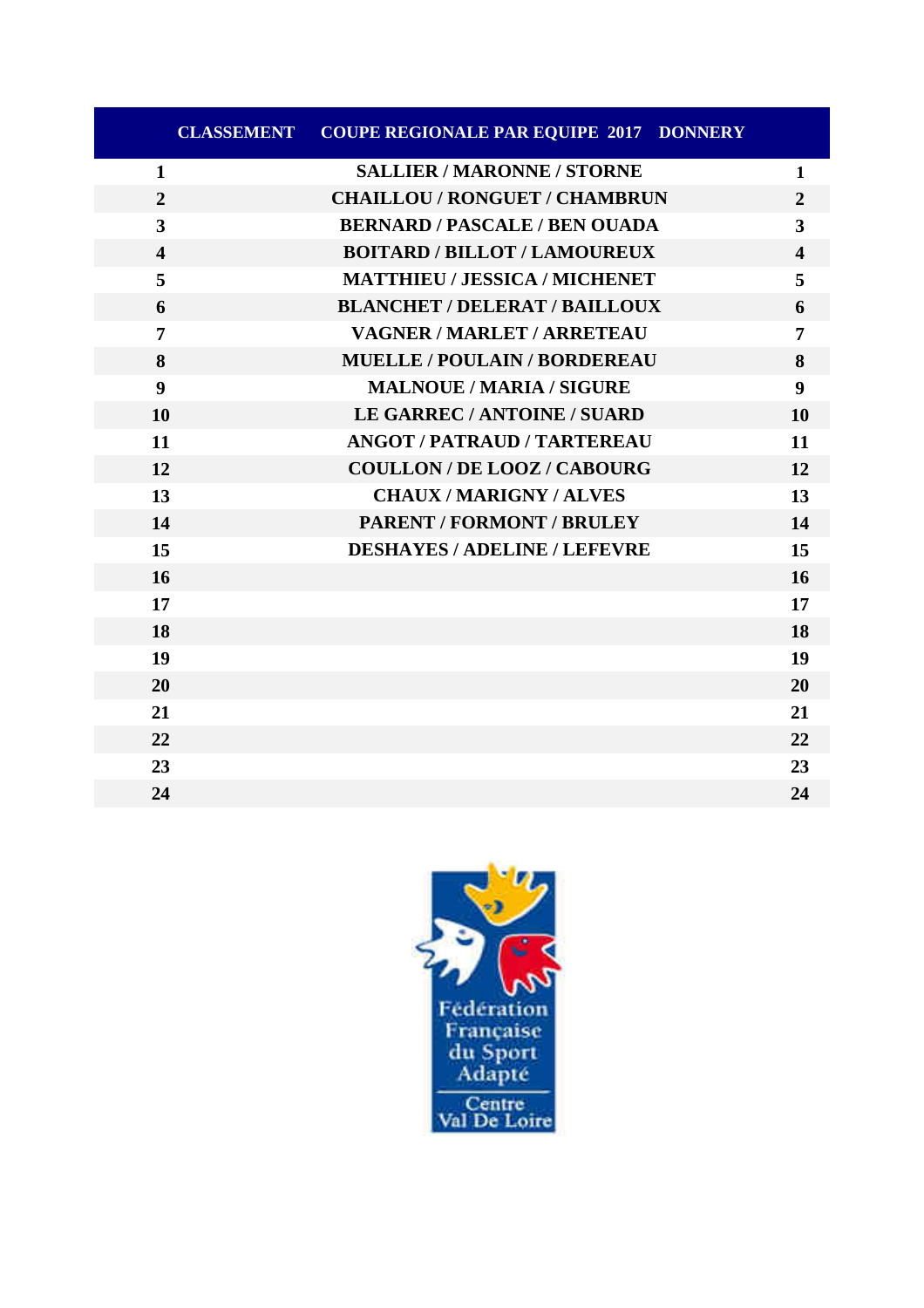| CLASSEMENT | COUPE REGIONALE PAR EQUIPE 2017 DONNERY | |
|---|---|---|
| 1 | SALLIER / MARONNE / STORNE | 1 |
| 2 | CHAILLOU / RONGUET / CHAMBRUN | 2 |
| 3 | BERNARD / PASCALE / BEN OUADA | 3 |
| 4 | BOITARD / BILLOT / LAMOUREUX | 4 |
| 5 | MATTHIEU / JESSICA / MICHENET | 5 |
| 6 | BLANCHET / DELERAT / BAILLOUX | 6 |
| 7 | VAGNER / MARLET / ARRETEAU | 7 |
| 8 | MUELLE / POULAIN / BORDEREAU | 8 |
| 9 | MALNOUE / MARIA / SIGURE | 9 |
| 10 | LE GARREC / ANTOINE / SUARD | 10 |
| 11 | ANGOT / PATRAUD / TARTEREAU | 11 |
| 12 | COULLON / DE LOOZ / CABOURG | 12 |
| 13 | CHAUX / MARIGNY / ALVES | 13 |
| 14 | PARENT / FORMONT / BRULEY | 14 |
| 15 | DESHAYES / ADELINE / LEFEVRE | 15 |
| 16 | | 16 |
| 17 | | 17 |
| 18 | | 18 |
| 19 | | 19 |
| 20 | | 20 |
| 21 | | 21 |
| 22 | | 22 |
| 23 | | 23 |
| 24 | | 24 |

Fédération Française du Sport Adapté

Centre Val De Loire